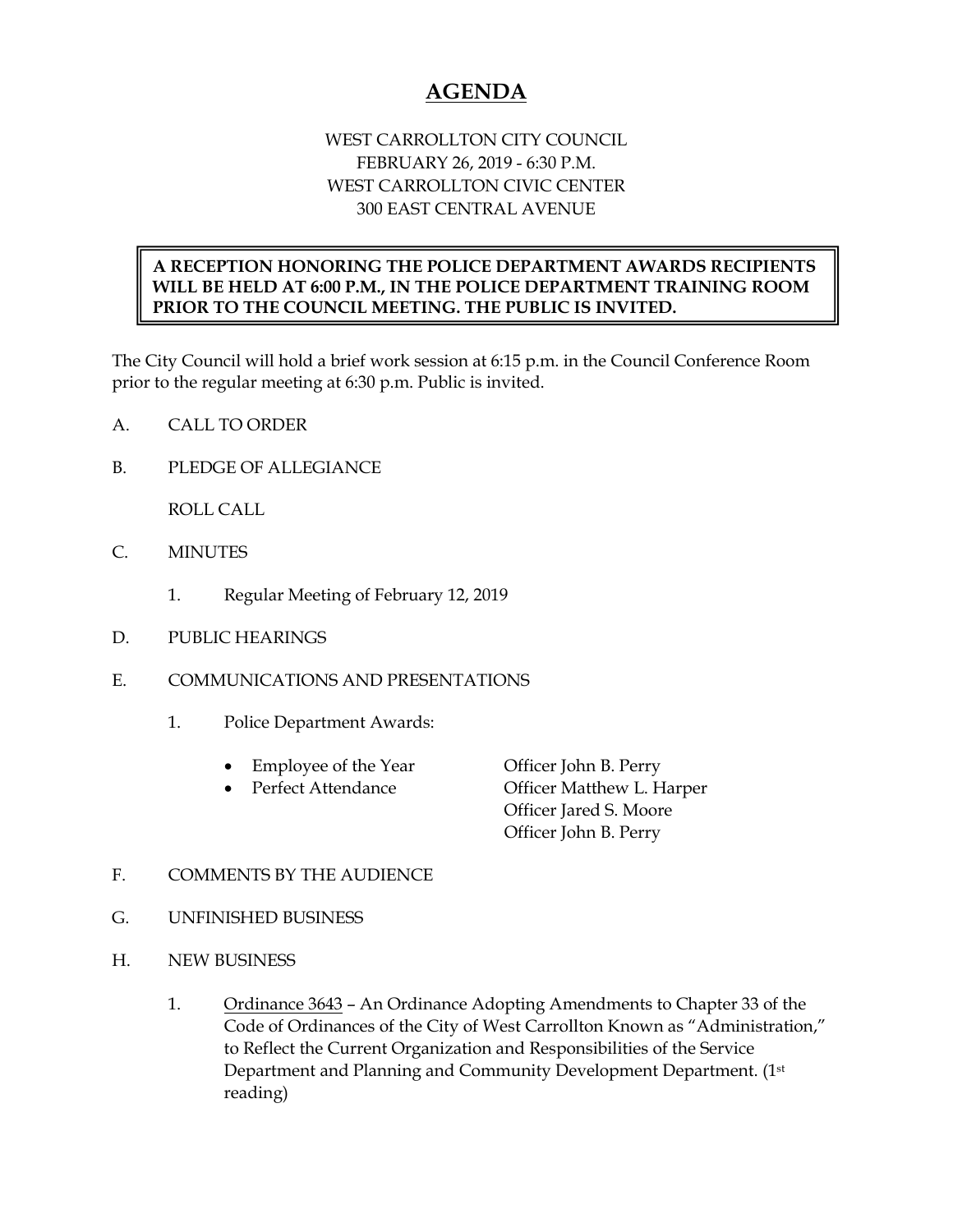# AGENDA

WEST CARROLLTON CITY COUNCIL
FEBRUARY 26, 2019 - 6:30 P.M.
WEST CARROLLTON CIVIC CENTER
300 EAST CENTRAL AVENUE

**A RECEPTION HONORING THE POLICE DEPARTMENT AWARDS RECIPIENTS WILL BE HELD AT 6:00 P.M., IN THE POLICE DEPARTMENT TRAINING ROOM PRIOR TO THE COUNCIL MEETING. THE PUBLIC IS INVITED.**

The City Council will hold a brief work session at 6:15 p.m. in the Council Conference Room prior to the regular meeting at 6:30 p.m. Public is invited.

A. CALL TO ORDER

B. PLEDGE OF ALLEGIANCE

ROLL CALL

C. MINUTES

1. Regular Meeting of February 12, 2019

D. PUBLIC HEARINGS

E. COMMUNICATIONS AND PRESENTATIONS

1. Police Department Awards:

   - Employee of the Year — Officer John B. Perry
   - Perfect Attendance — Officer Matthew L. Harper, Officer Jared S. Moore, Officer John B. Perry

F. COMMENTS BY THE AUDIENCE

G. UNFINISHED BUSINESS

H. NEW BUSINESS

1. Ordinance 3643 – An Ordinance Adopting Amendments to Chapter 33 of the Code of Ordinances of the City of West Carrollton Known as "Administration," to Reflect the Current Organization and Responsibilities of the Service Department and Planning and Community Development Department. (1st reading)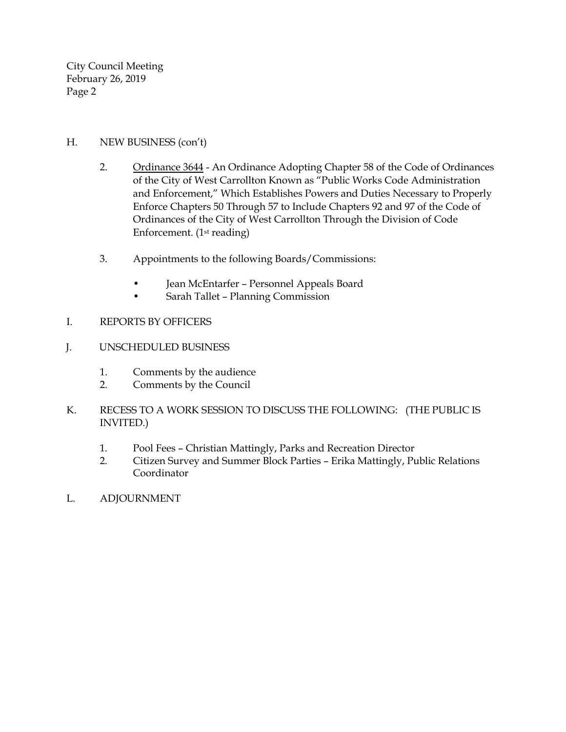H. NEW BUSINESS (con't)

2. Ordinance 3644 - An Ordinance Adopting Chapter 58 of the Code of Ordinances of the City of West Carrollton Known as "Public Works Code Administration and Enforcement," Which Establishes Powers and Duties Necessary to Properly Enforce Chapters 50 Through 57 to Include Chapters 92 and 97 of the Code of Ordinances of the City of West Carrollton Through the Division of Code Enforcement. (1st reading)

3. Appointments to the following Boards/Commissions:

   - Jean McEntarfer – Personnel Appeals Board
   - Sarah Tallet – Planning Commission

I. REPORTS BY OFFICERS

J. UNSCHEDULED BUSINESS

1. Comments by the audience
2. Comments by the Council

K. RECESS TO A WORK SESSION TO DISCUSS THE FOLLOWING: (THE PUBLIC IS INVITED.)

1. Pool Fees – Christian Mattingly, Parks and Recreation Director
2. Citizen Survey and Summer Block Parties – Erika Mattingly, Public Relations Coordinator

L. ADJOURNMENT